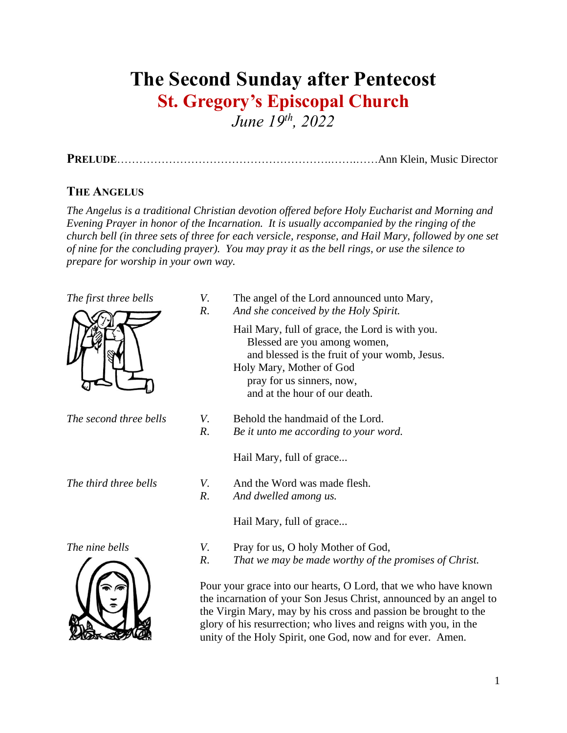# The Second Sunday after Pentecost

## St. Gregory's Episcopal Church

*June 19th, 2022*

**PRELUDE**……………………………………………………….…….……Ann Klein, Music Director

### THE ANGELUS

*The Angelus is a traditional Christian devotion offered before Holy Eucharist and Morning and Evening Prayer in honor of the Incarnation. It is usually accompanied by the ringing of the church bell (in three sets of three for each versicle, response, and Hail Mary, followed by one set of nine for the concluding prayer). You may pray it as the bell rings, or use the silence to prepare for worship in your own way.*

*The first three bells*

*V.* The angel of the Lord announced unto Mary,
*R.* *And she conceived by the Holy Spirit.*

Hail Mary, full of grace, the Lord is with you.
  Blessed are you among women,
  and blessed is the fruit of your womb, Jesus.
Holy Mary, Mother of God
  pray for us sinners, now,
  and at the hour of our death.

*The second three bells*

*V.* Behold the handmaid of the Lord.
*R.* *Be it unto me according to your word.*

Hail Mary, full of grace...

*The third three bells*

*V.* And the Word was made flesh.
*R.* *And dwelled among us.*

Hail Mary, full of grace...

*The nine bells*

*V.* Pray for us, O holy Mother of God,
*R.* *That we may be made worthy of the promises of Christ.*

Pour your grace into our hearts, O Lord, that we who have known the incarnation of your Son Jesus Christ, announced by an angel to the Virgin Mary, may by his cross and passion be brought to the glory of his resurrection; who lives and reigns with you, in the unity of the Holy Spirit, one God, now and for ever. Amen.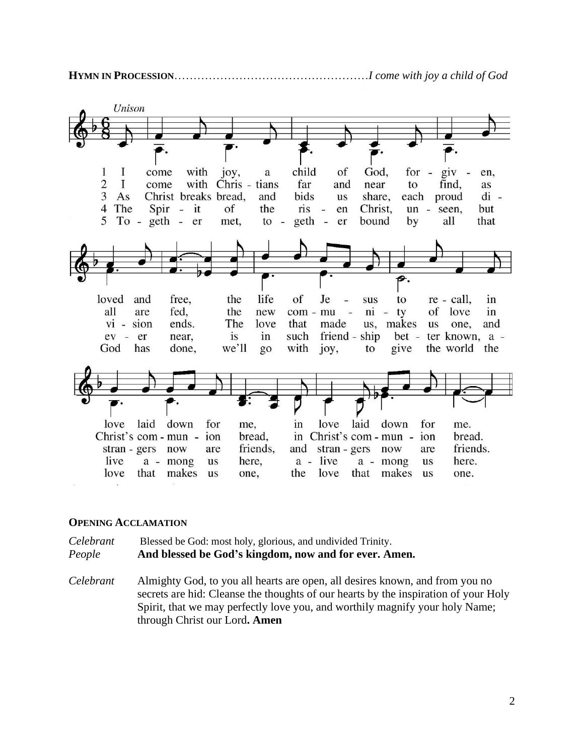**HYMN IN PROCESSION**……………………………………………*I come with joy a child of God*

*Unison*

1 I come with joy, a child of God, for - giv - en, loved and free, the life of Je - sus to re - call, in love laid down for me, in love laid down for me.

2 I come with Chris - tians far and near to find, as all are fed, the new com - mu - ni - ty of love in Christ's com - mun - ion bread, in Christ's com - mun - ion bread.

3 As Christ breaks bread, and bids us share, each proud di - vi - sion ends. The love that made us, makes us one, and stran - gers now are friends, and stran - gers now are friends.

4 The Spir - it of the ris - en Christ, un - seen, but ev - er near, is in such friend - ship bet - ter known, a - live a - mong us here, a - live a - mong us here.

5 To - geth - er met, to - geth - er bound by all that God has done, we'll go with joy, to give the world the love that makes us one, the love that makes us one.

**OPENING ACCLAMATION**

*Celebrant* Blessed be God: most holy, glorious, and undivided Trinity.
*People* **And blessed be God's kingdom, now and for ever. Amen.**

*Celebrant* Almighty God, to you all hearts are open, all desires known, and from you no secrets are hid: Cleanse the thoughts of our hearts by the inspiration of your Holy Spirit, that we may perfectly love you, and worthily magnify your holy Name; through Christ our Lord**. Amen**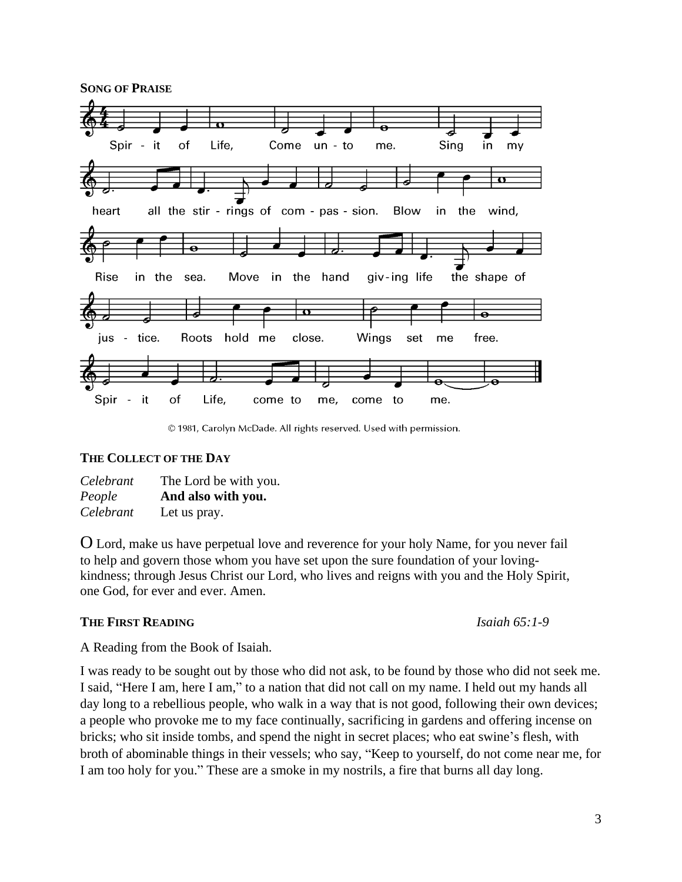**SONG OF PRAISE**

Spir - it of Life, Come un - to me. Sing in my heart all the stir - rings of com - pas - sion. Blow in the wind, Rise in the sea. Move in the hand giv - ing life the shape of jus - tice. Roots hold me close. Wings set me free. Spir - it of Life, come to me, come to me.

© 1981, Carolyn McDade. All rights reserved. Used with permission.

**THE COLLECT OF THE DAY**

*Celebrant* The Lord be with you.
*People* **And also with you.**
*Celebrant* Let us pray.

O Lord, make us have perpetual love and reverence for your holy Name, for you never fail to help and govern those whom you have set upon the sure foundation of your loving-kindness; through Jesus Christ our Lord, who lives and reigns with you and the Holy Spirit, one God, for ever and ever. Amen.

**THE FIRST READING** *Isaiah 65:1-9*

A Reading from the Book of Isaiah.

I was ready to be sought out by those who did not ask, to be found by those who did not seek me. I said, "Here I am, here I am," to a nation that did not call on my name. I held out my hands all day long to a rebellious people, who walk in a way that is not good, following their own devices; a people who provoke me to my face continually, sacrificing in gardens and offering incense on bricks; who sit inside tombs, and spend the night in secret places; who eat swine's flesh, with broth of abominable things in their vessels; who say, "Keep to yourself, do not come near me, for I am too holy for you." These are a smoke in my nostrils, a fire that burns all day long.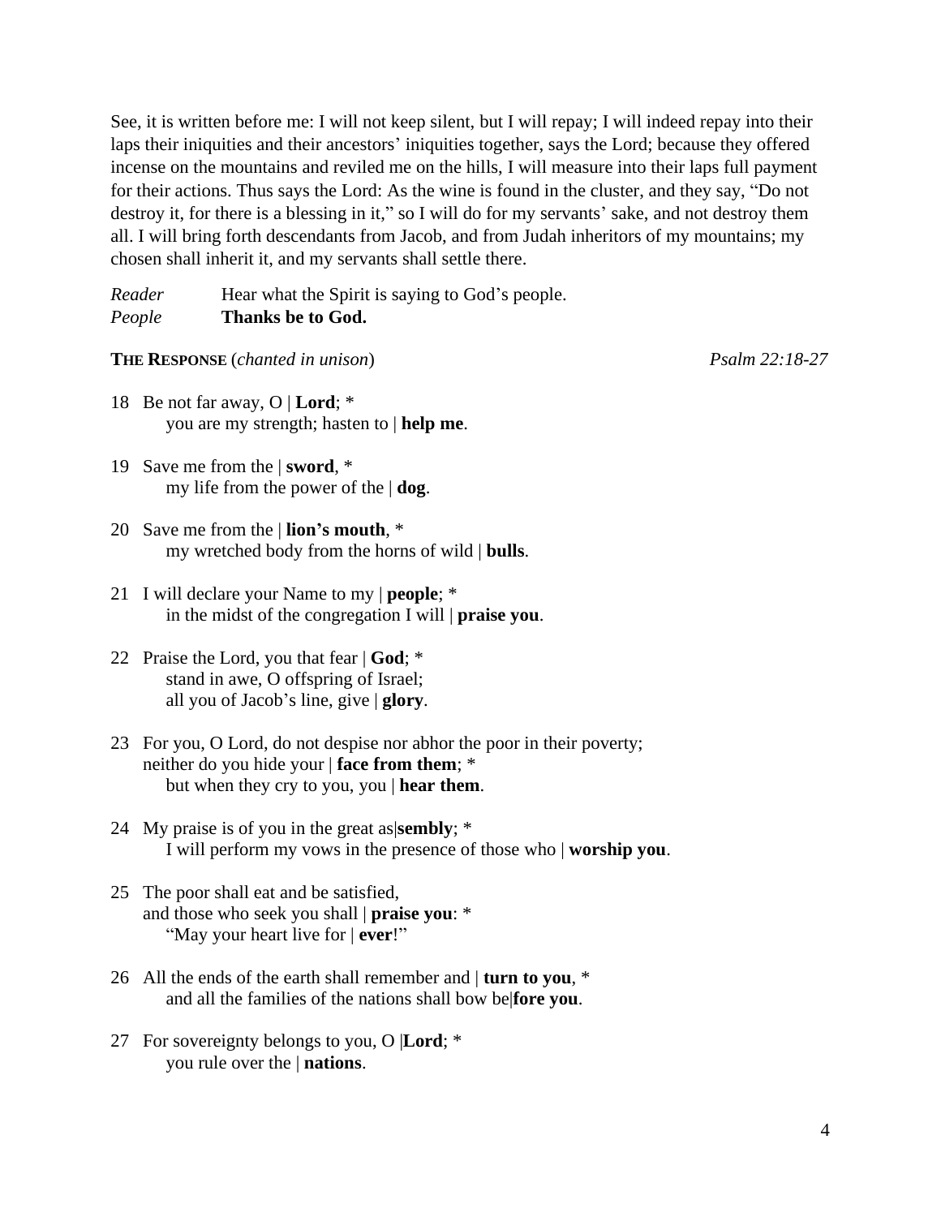See, it is written before me: I will not keep silent, but I will repay; I will indeed repay into their laps their iniquities and their ancestors' iniquities together, says the Lord; because they offered incense on the mountains and reviled me on the hills, I will measure into their laps full payment for their actions. Thus says the Lord: As the wine is found in the cluster, and they say, "Do not destroy it, for there is a blessing in it," so I will do for my servants' sake, and not destroy them all. I will bring forth descendants from Jacob, and from Judah inheritors of my mountains; my chosen shall inherit it, and my servants shall settle there.

*Reader* Hear what the Spirit is saying to God's people.
*People* **Thanks be to God.**

**THE RESPONSE** (*chanted in unison*) *Psalm 22:18-27*

18 Be not far away, O | **Lord**; *
    you are my strength; hasten to | **help me**.

19 Save me from the | **sword**, *
    my life from the power of the | **dog**.

20 Save me from the | **lion's mouth**, *
    my wretched body from the horns of wild | **bulls**.

21 I will declare your Name to my | **people**; *
    in the midst of the congregation I will | **praise you**.

22 Praise the Lord, you that fear | **God**; *
    stand in awe, O offspring of Israel;
    all you of Jacob's line, give | **glory**.

23 For you, O Lord, do not despise nor abhor the poor in their poverty;
neither do you hide your | **face from them**; *
    but when they cry to you, you | **hear them**.

24 My praise is of you in the great as|**sembly**; *
    I will perform my vows in the presence of those who | **worship you**.

25 The poor shall eat and be satisfied,
and those who seek you shall | **praise you**: *
    "May your heart live for | **ever**!"

26 All the ends of the earth shall remember and | **turn to you**, *
    and all the families of the nations shall bow be|**fore you**.

27 For sovereignty belongs to you, O |**Lord**; *
    you rule over the | **nations**.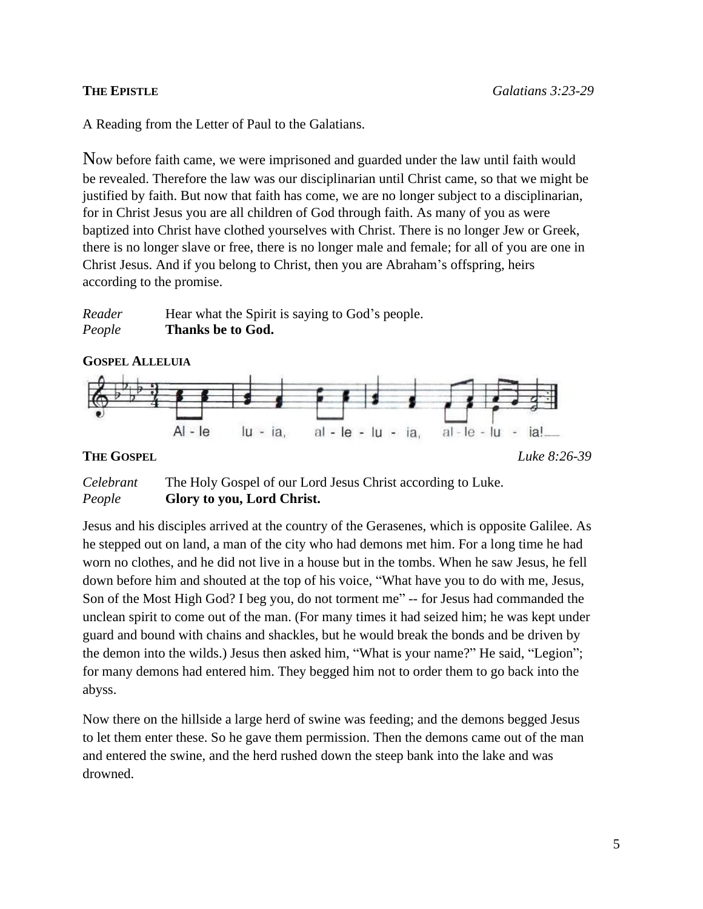**THE EPISTLE** *Galatians 3:23-29*

A Reading from the Letter of Paul to the Galatians.

Now before faith came, we were imprisoned and guarded under the law until faith would be revealed. Therefore the law was our disciplinarian until Christ came, so that we might be justified by faith. But now that faith has come, we are no longer subject to a disciplinarian, for in Christ Jesus you are all children of God through faith. As many of you as were baptized into Christ have clothed yourselves with Christ. There is no longer Jew or Greek, there is no longer slave or free, there is no longer male and female; for all of you are one in Christ Jesus. And if you belong to Christ, then you are Abraham's offspring, heirs according to the promise.

*Reader* Hear what the Spirit is saying to God's people.
*People* **Thanks be to God.**

**GOSPEL ALLELUIA**

Al - le lu - ia, al - le - lu - ia, al - le - lu - ia!

**THE GOSPEL** *Luke 8:26-39*

*Celebrant* The Holy Gospel of our Lord Jesus Christ according to Luke.
*People* **Glory to you, Lord Christ.**

Jesus and his disciples arrived at the country of the Gerasenes, which is opposite Galilee. As he stepped out on land, a man of the city who had demons met him. For a long time he had worn no clothes, and he did not live in a house but in the tombs. When he saw Jesus, he fell down before him and shouted at the top of his voice, "What have you to do with me, Jesus, Son of the Most High God? I beg you, do not torment me" -- for Jesus had commanded the unclean spirit to come out of the man. (For many times it had seized him; he was kept under guard and bound with chains and shackles, but he would break the bonds and be driven by the demon into the wilds.) Jesus then asked him, "What is your name?" He said, "Legion"; for many demons had entered him. They begged him not to order them to go back into the abyss.

Now there on the hillside a large herd of swine was feeding; and the demons begged Jesus to let them enter these. So he gave them permission. Then the demons came out of the man and entered the swine, and the herd rushed down the steep bank into the lake and was drowned.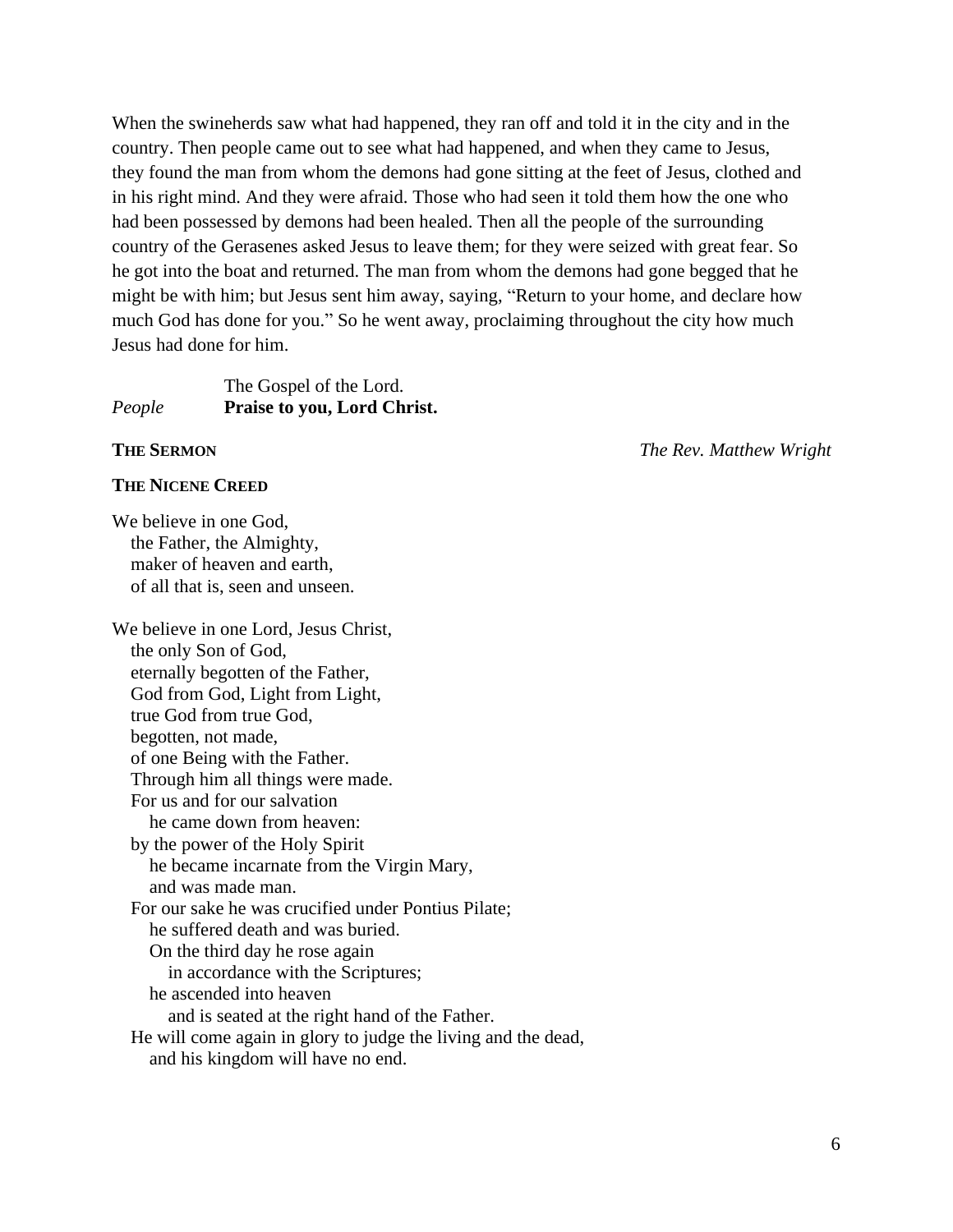When the swineherds saw what had happened, they ran off and told it in the city and in the country. Then people came out to see what had happened, and when they came to Jesus, they found the man from whom the demons had gone sitting at the feet of Jesus, clothed and in his right mind. And they were afraid. Those who had seen it told them how the one who had been possessed by demons had been healed. Then all the people of the surrounding country of the Gerasenes asked Jesus to leave them; for they were seized with great fear. So he got into the boat and returned. The man from whom the demons had gone begged that he might be with him; but Jesus sent him away, saying, “Return to your home, and declare how much God has done for you.” So he went away, proclaiming throughout the city how much Jesus had done for him.

The Gospel of the Lord.
*People* **Praise to you, Lord Christ.**

**THE SERMON** *The Rev. Matthew Wright*

**THE NICENE CREED**

We believe in one God,
the Father, the Almighty,
maker of heaven and earth,
of all that is, seen and unseen.

We believe in one Lord, Jesus Christ,
the only Son of God,
eternally begotten of the Father,
God from God, Light from Light,
true God from true God,
begotten, not made,
of one Being with the Father.
Through him all things were made.
For us and for our salvation
he came down from heaven:
by the power of the Holy Spirit
he became incarnate from the Virgin Mary,
and was made man.
For our sake he was crucified under Pontius Pilate;
he suffered death and was buried.
On the third day he rose again
in accordance with the Scriptures;
he ascended into heaven
and is seated at the right hand of the Father.
He will come again in glory to judge the living and the dead,
and his kingdom will have no end.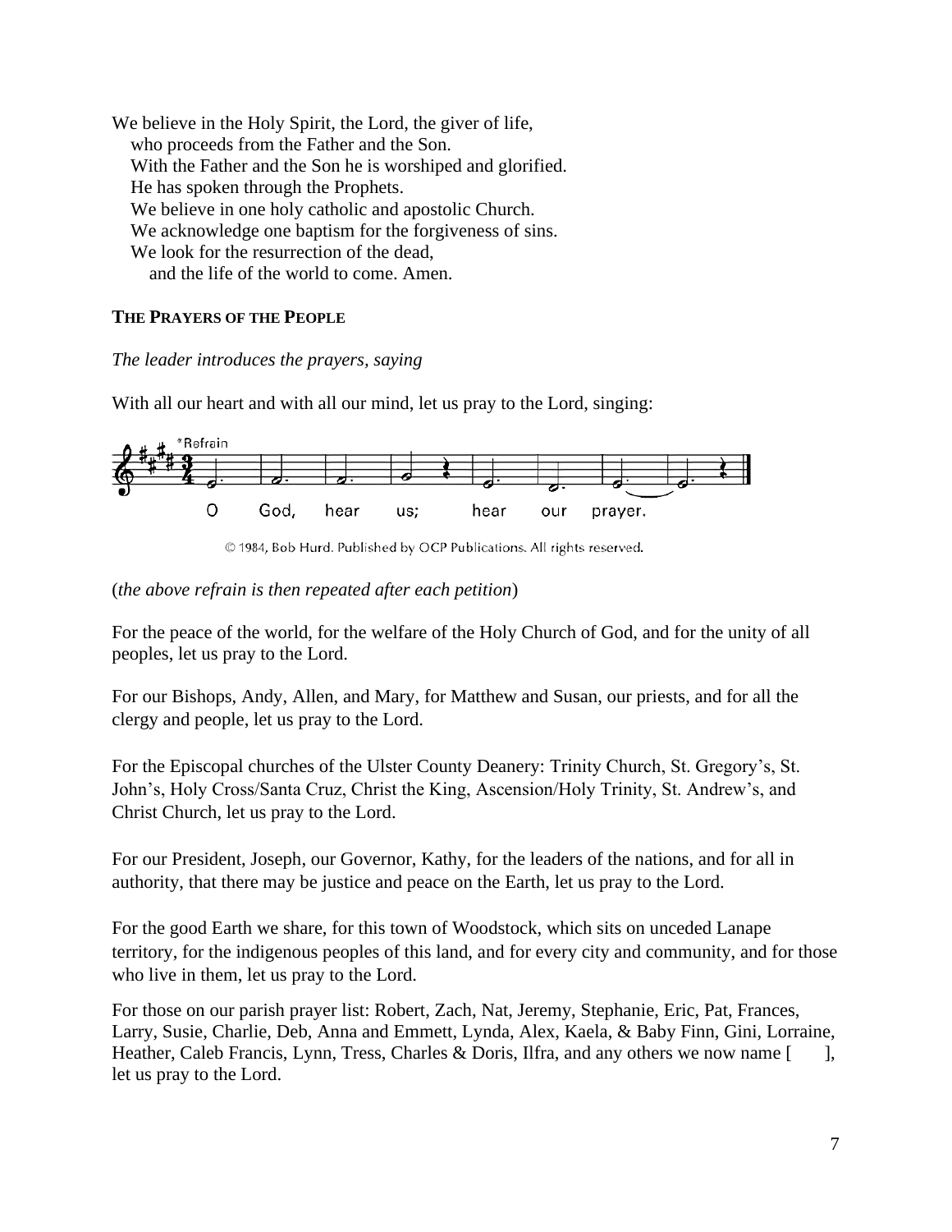We believe in the Holy Spirit, the Lord, the giver of life,
  who proceeds from the Father and the Son.
  With the Father and the Son he is worshiped and glorified.
  He has spoken through the Prophets.
  We believe in one holy catholic and apostolic Church.
  We acknowledge one baptism for the forgiveness of sins.
  We look for the resurrection of the dead,
    and the life of the world to come. Amen.

**THE PRAYERS OF THE PEOPLE**

*The leader introduces the prayers, saying*

With all our heart and with all our mind, let us pray to the Lord, singing:

*Refrain

O God, hear us; hear our prayer.

© 1984, Bob Hurd. Published by OCP Publications. All rights reserved.

(*the above refrain is then repeated after each petition*)

For the peace of the world, for the welfare of the Holy Church of God, and for the unity of all peoples, let us pray to the Lord.

For our Bishops, Andy, Allen, and Mary, for Matthew and Susan, our priests, and for all the clergy and people, let us pray to the Lord.

For the Episcopal churches of the Ulster County Deanery: Trinity Church, St. Gregory's, St. John's, Holy Cross/Santa Cruz, Christ the King, Ascension/Holy Trinity, St. Andrew's, and Christ Church, let us pray to the Lord.

For our President, Joseph, our Governor, Kathy, for the leaders of the nations, and for all in authority, that there may be justice and peace on the Earth, let us pray to the Lord.

For the good Earth we share, for this town of Woodstock, which sits on unceded Lanape territory, for the indigenous peoples of this land, and for every city and community, and for those who live in them, let us pray to the Lord.

For those on our parish prayer list: Robert, Zach, Nat, Jeremy, Stephanie, Eric, Pat, Frances, Larry, Susie, Charlie, Deb, Anna and Emmett, Lynda, Alex, Kaela, & Baby Finn, Gini, Lorraine, Heather, Caleb Francis, Lynn, Tress, Charles & Doris, Ilfra, and any others we now name [      ], let us pray to the Lord.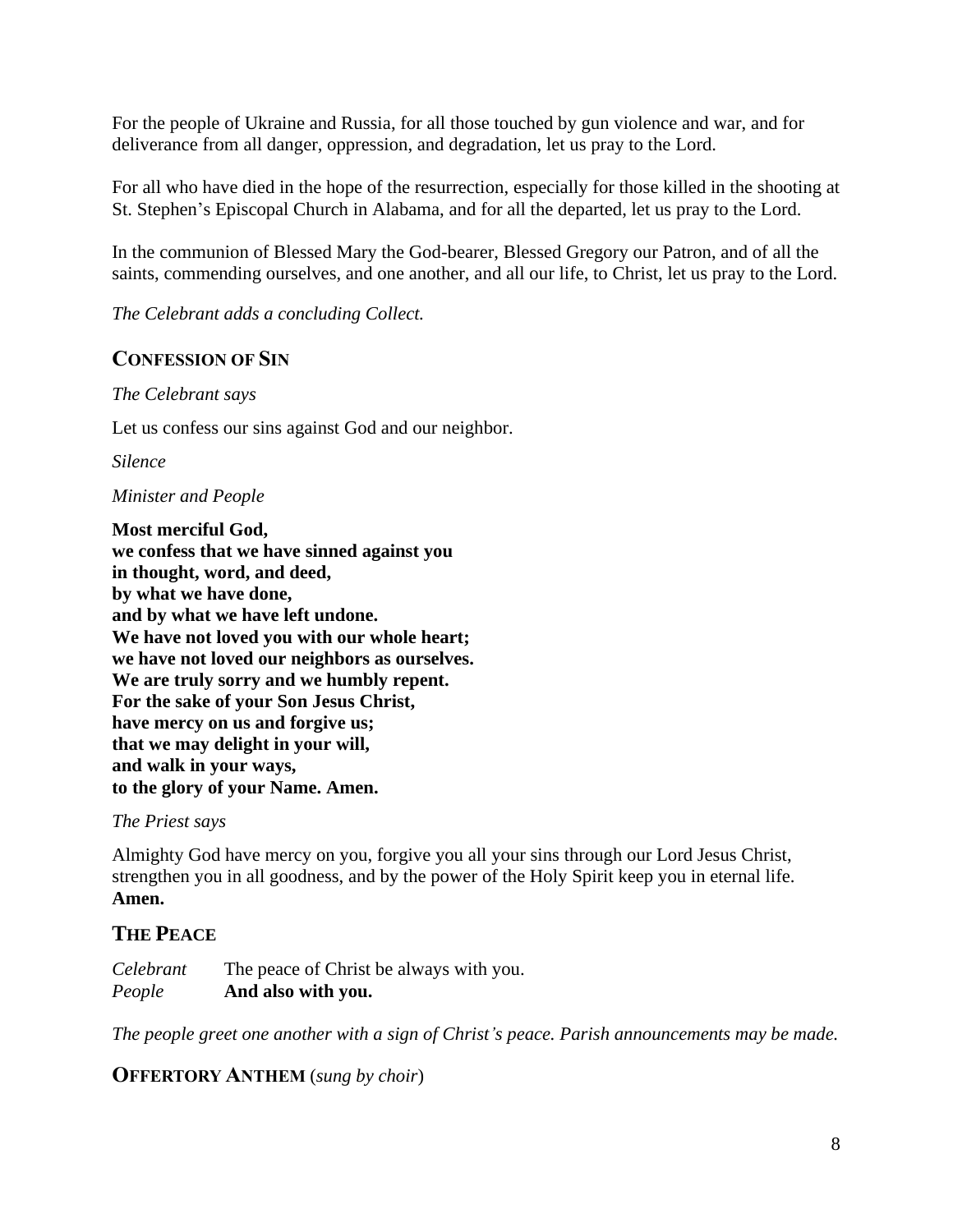For the people of Ukraine and Russia, for all those touched by gun violence and war, and for deliverance from all danger, oppression, and degradation, let us pray to the Lord.

For all who have died in the hope of the resurrection, especially for those killed in the shooting at St. Stephen's Episcopal Church in Alabama, and for all the departed, let us pray to the Lord.

In the communion of Blessed Mary the God-bearer, Blessed Gregory our Patron, and of all the saints, commending ourselves, and one another, and all our life, to Christ, let us pray to the Lord.

*The Celebrant adds a concluding Collect.*

## CONFESSION OF SIN

*The Celebrant says*

Let us confess our sins against God and our neighbor.

*Silence*

*Minister and People*

**Most merciful God,**
**we confess that we have sinned against you**
**in thought, word, and deed,**
**by what we have done,**
**and by what we have left undone.**
**We have not loved you with our whole heart;**
**we have not loved our neighbors as ourselves.**
**We are truly sorry and we humbly repent.**
**For the sake of your Son Jesus Christ,**
**have mercy on us and forgive us;**
**that we may delight in your will,**
**and walk in your ways,**
**to the glory of your Name. Amen.**

*The Priest says*

Almighty God have mercy on you, forgive you all your sins through our Lord Jesus Christ, strengthen you in all goodness, and by the power of the Holy Spirit keep you in eternal life. **Amen.**

## THE PEACE

*Celebrant* The peace of Christ be always with you.
*People* **And also with you.**

*The people greet one another with a sign of Christ's peace. Parish announcements may be made.*

## OFFERTORY ANTHEM (*sung by choir*)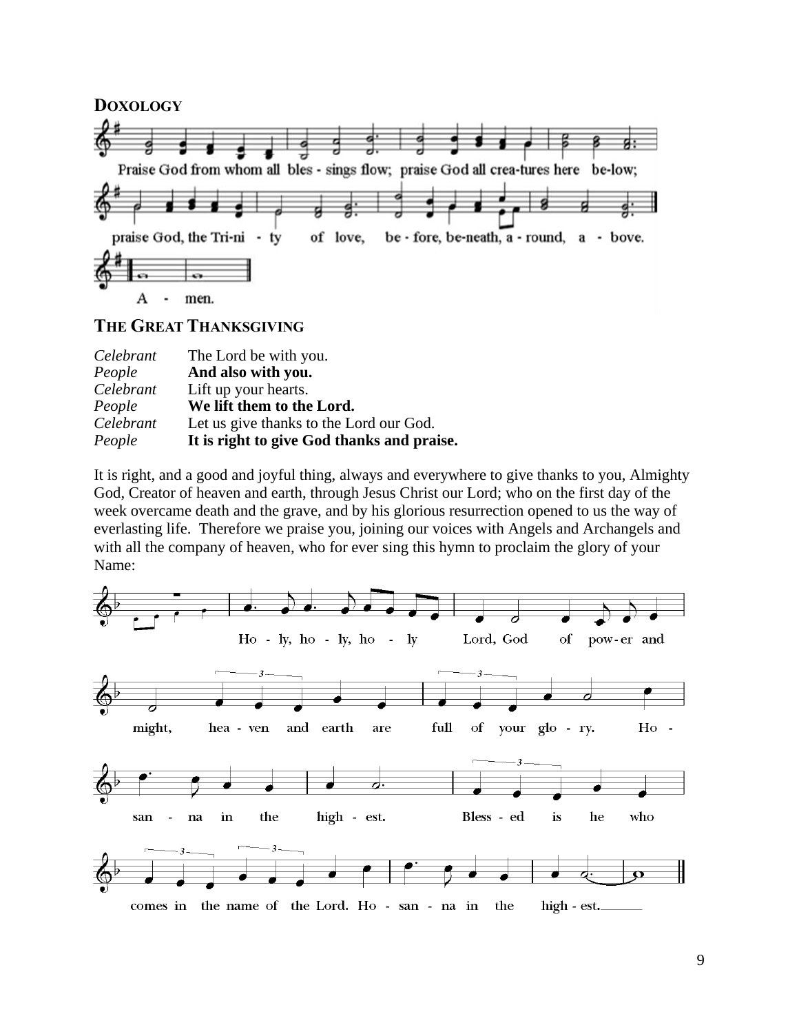## DOXOLOGY

Praise God from whom all bles - sings flow; praise God all crea-tures here be-low;
praise God, the Tri-ni - ty of love, be - fore, be-neath, a - round, a - bove.
A - men.

## THE GREAT THANKSGIVING

| | |
|---|---|
| *Celebrant* | The Lord be with you. |
| *People* | **And also with you.** |
| *Celebrant* | Lift up your hearts. |
| *People* | **We lift them to the Lord.** |
| *Celebrant* | Let us give thanks to the Lord our God. |
| *People* | **It is right to give God thanks and praise.** |

It is right, and a good and joyful thing, always and everywhere to give thanks to you, Almighty God, Creator of heaven and earth, through Jesus Christ our Lord; who on the first day of the week overcame death and the grave, and by his glorious resurrection opened to us the way of everlasting life. Therefore we praise you, joining our voices with Angels and Archangels and with all the company of heaven, who for ever sing this hymn to proclaim the glory of your Name:

Ho - ly, ho - ly, ho - ly Lord, God of pow-er and might, hea - ven and earth are full of your glo - ry. Ho - san - na in the high - est. Bless - ed is he who comes in the name of the Lord. Ho - san - na in the high - est.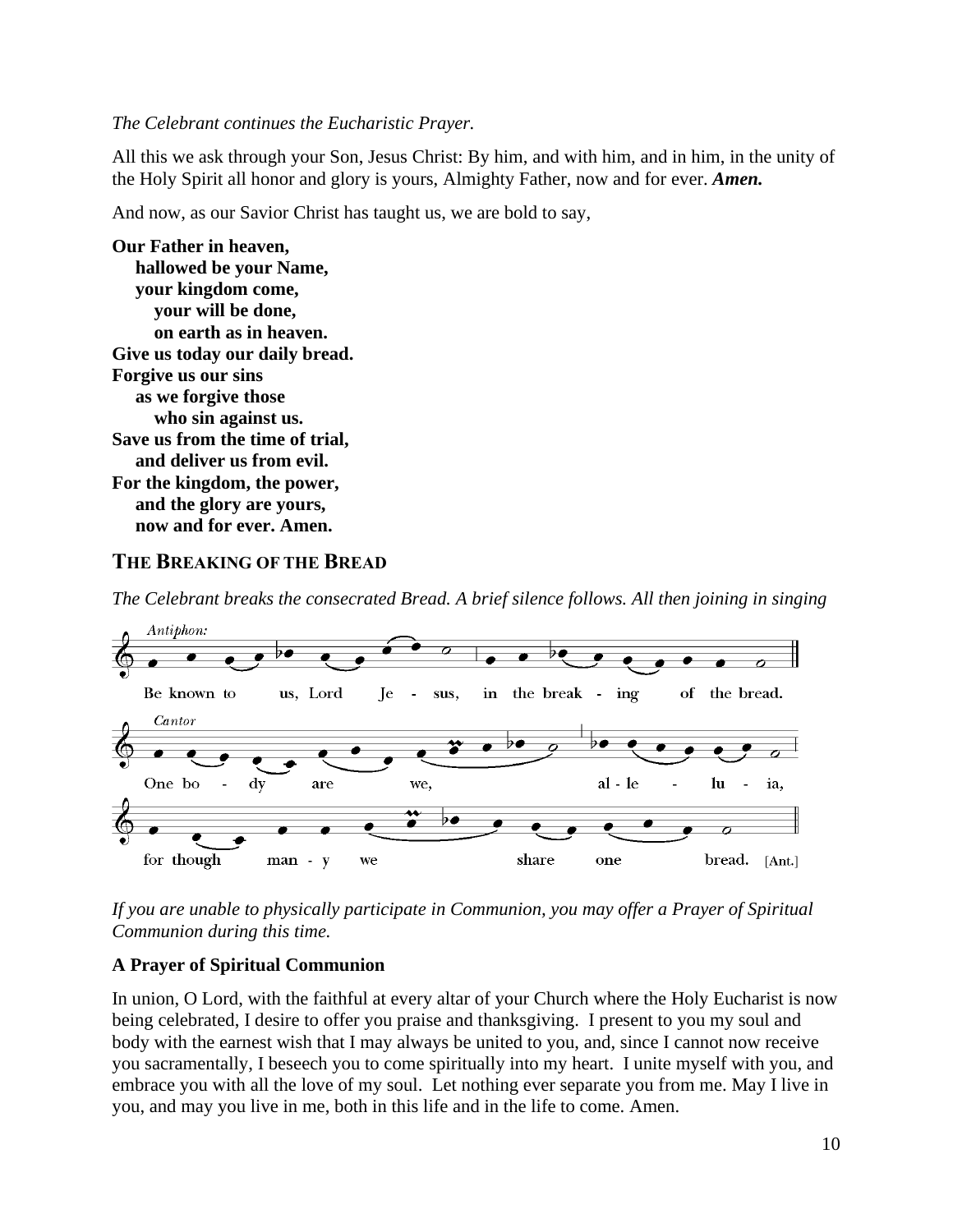*The Celebrant continues the Eucharistic Prayer.*

All this we ask through your Son, Jesus Christ: By him, and with him, and in him, in the unity of the Holy Spirit all honor and glory is yours, Almighty Father, now and for ever. ***Amen.***

And now, as our Savior Christ has taught us, we are bold to say,

**Our Father in heaven,**
**hallowed be your Name,**
**your kingdom come,**
**your will be done,**
**on earth as in heaven.**
**Give us today our daily bread.**
**Forgive us our sins**
**as we forgive those**
**who sin against us.**
**Save us from the time of trial,**
**and deliver us from evil.**
**For the kingdom, the power,**
**and the glory are yours,**
**now and for ever. Amen.**

## THE BREAKING OF THE BREAD

*The Celebrant breaks the consecrated Bread. A brief silence follows. All then joining in singing*

*Antiphon:*

Be known to us, Lord Je - sus, in the break - ing of the bread.

*Cantor*

One bo - dy are we, al - le - lu - ia,

for though man - y we share one bread. [Ant.]

*If you are unable to physically participate in Communion, you may offer a Prayer of Spiritual Communion during this time.*

**A Prayer of Spiritual Communion**

In union, O Lord, with the faithful at every altar of your Church where the Holy Eucharist is now being celebrated, I desire to offer you praise and thanksgiving. I present to you my soul and body with the earnest wish that I may always be united to you, and, since I cannot now receive you sacramentally, I beseech you to come spiritually into my heart. I unite myself with you, and embrace you with all the love of my soul. Let nothing ever separate you from me. May I live in you, and may you live in me, both in this life and in the life to come. Amen.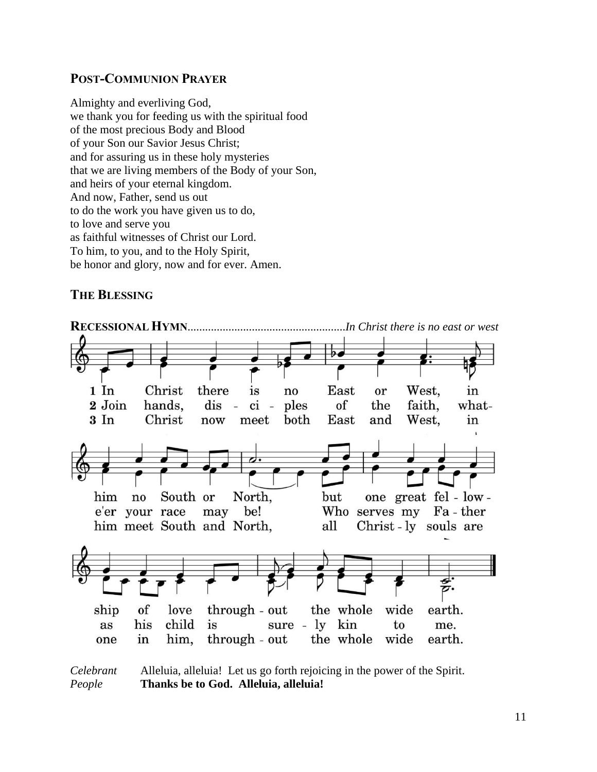## Post-Communion Prayer

Almighty and everliving God,
we thank you for feeding us with the spiritual food
of the most precious Body and Blood
of your Son our Savior Jesus Christ;
and for assuring us in these holy mysteries
that we are living members of the Body of your Son,
and heirs of your eternal kingdom.
And now, Father, send us out
to do the work you have given us to do,
to love and serve you
as faithful witnesses of Christ our Lord.
To him, to you, and to the Holy Spirit,
be honor and glory, now and for ever. Amen.

## The Blessing

**Recessional Hymn**......................................................*In Christ there is no east or west*

1 In Christ there is no East or West, in him no South or North, but one great fellowship of love throughout the whole wide earth.

2 Join hands, disciples of the faith, whate'er your race may be! Who serves my Father as his child is surely kin to me.

3 In Christ now meet both East and West, in him meet South and North, all Christly souls are one in him, throughout the whole wide earth.

*Celebrant* Alleluia, alleluia! Let us go forth rejoicing in the power of the Spirit.
*People* **Thanks be to God. Alleluia, alleluia!**